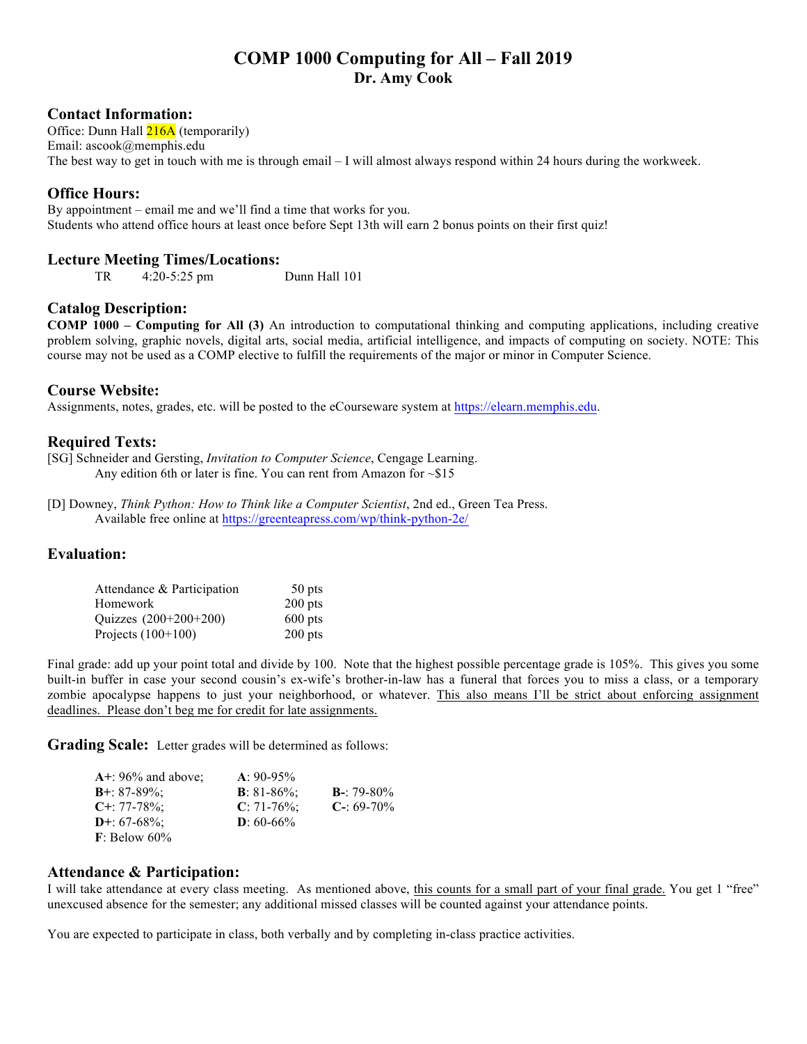# COMP 1000 Computing for All – Fall 2019
## Dr. Amy Cook

### Contact Information:
Office: Dunn Hall 216A (temporarily)
Email: ascook@memphis.edu
The best way to get in touch with me is through email – I will almost always respond within 24 hours during the workweek.

### Office Hours:
By appointment – email me and we'll find a time that works for you.
Students who attend office hours at least once before Sept 13th will earn 2 bonus points on their first quiz!

### Lecture Meeting Times/Locations:
TR 4:20-5:25 pm Dunn Hall 101

### Catalog Description:
**COMP 1000 – Computing for All (3)** An introduction to computational thinking and computing applications, including creative problem solving, graphic novels, digital arts, social media, artificial intelligence, and impacts of computing on society. NOTE: This course may not be used as a COMP elective to fulfill the requirements of the major or minor in Computer Science.

### Course Website:
Assignments, notes, grades, etc. will be posted to the eCourseware system at https://elearn.memphis.edu.

### Required Texts:
[SG] Schneider and Gersting, *Invitation to Computer Science*, Cengage Learning.
Any edition 6th or later is fine. You can rent from Amazon for ~$15

[D] Downey, *Think Python: How to Think like a Computer Scientist*, 2nd ed., Green Tea Press.
Available free online at https://greenteapress.com/wp/think-python-2e/

### Evaluation:

| | |
|---|---|
| Attendance & Participation | 50 pts |
| Homework | 200 pts |
| Quizzes (200+200+200) | 600 pts |
| Projects (100+100) | 200 pts |

Final grade: add up your point total and divide by 100. Note that the highest possible percentage grade is 105%. This gives you some built-in buffer in case your second cousin's ex-wife's brother-in-law has a funeral that forces you to miss a class, or a temporary zombie apocalypse happens to just your neighborhood, or whatever. This also means I'll be strict about enforcing assignment deadlines. Please don't beg me for credit for late assignments.

### Grading Scale:
Letter grades will be determined as follows:

| | | |
|---|---|---|
| **A+**: 96% and above; | **A**: 90-95% | |
| **B+**: 87-89%; | **B**: 81-86%; | **B-**: 79-80% |
| **C+**: 77-78%; | **C**: 71-76%; | **C-**: 69-70% |
| **D+**: 67-68%; | **D**: 60-66% | |
| **F**: Below 60% | | |

### Attendance & Participation:
I will take attendance at every class meeting. As mentioned above, this counts for a small part of your final grade. You get 1 "free" unexcused absence for the semester; any additional missed classes will be counted against your attendance points.

You are expected to participate in class, both verbally and by completing in-class practice activities.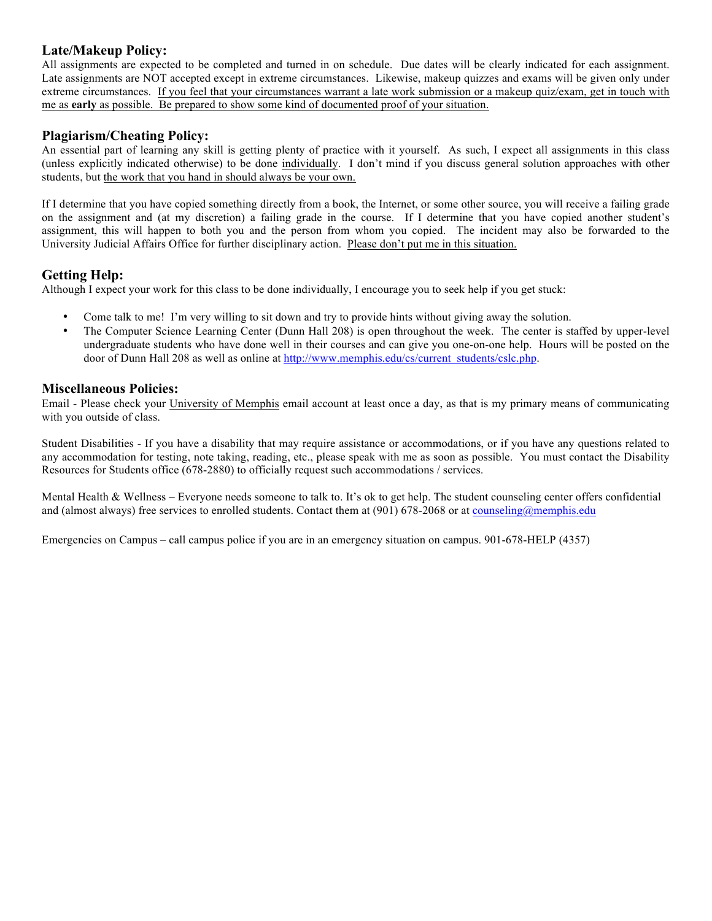## Late/Makeup Policy:

All assignments are expected to be completed and turned in on schedule. Due dates will be clearly indicated for each assignment. Late assignments are NOT accepted except in extreme circumstances. Likewise, makeup quizzes and exams will be given only under extreme circumstances. If you feel that your circumstances warrant a late work submission or a makeup quiz/exam, get in touch with me as **early** as possible. Be prepared to show some kind of documented proof of your situation.

## Plagiarism/Cheating Policy:

An essential part of learning any skill is getting plenty of practice with it yourself. As such, I expect all assignments in this class (unless explicitly indicated otherwise) to be done individually. I don't mind if you discuss general solution approaches with other students, but the work that you hand in should always be your own.

If I determine that you have copied something directly from a book, the Internet, or some other source, you will receive a failing grade on the assignment and (at my discretion) a failing grade in the course. If I determine that you have copied another student's assignment, this will happen to both you and the person from whom you copied. The incident may also be forwarded to the University Judicial Affairs Office for further disciplinary action. Please don't put me in this situation.

## Getting Help:

Although I expect your work for this class to be done individually, I encourage you to seek help if you get stuck:

- Come talk to me! I'm very willing to sit down and try to provide hints without giving away the solution.
- The Computer Science Learning Center (Dunn Hall 208) is open throughout the week. The center is staffed by upper-level undergraduate students who have done well in their courses and can give you one-on-one help. Hours will be posted on the door of Dunn Hall 208 as well as online at http://www.memphis.edu/cs/current_students/cslc.php.

## Miscellaneous Policies:

Email - Please check your University of Memphis email account at least once a day, as that is my primary means of communicating with you outside of class.

Student Disabilities - If you have a disability that may require assistance or accommodations, or if you have any questions related to any accommodation for testing, note taking, reading, etc., please speak with me as soon as possible. You must contact the Disability Resources for Students office (678-2880) to officially request such accommodations / services.

Mental Health & Wellness – Everyone needs someone to talk to. It's ok to get help. The student counseling center offers confidential and (almost always) free services to enrolled students. Contact them at (901) 678-2068 or at counseling@memphis.edu

Emergencies on Campus – call campus police if you are in an emergency situation on campus. 901-678-HELP (4357)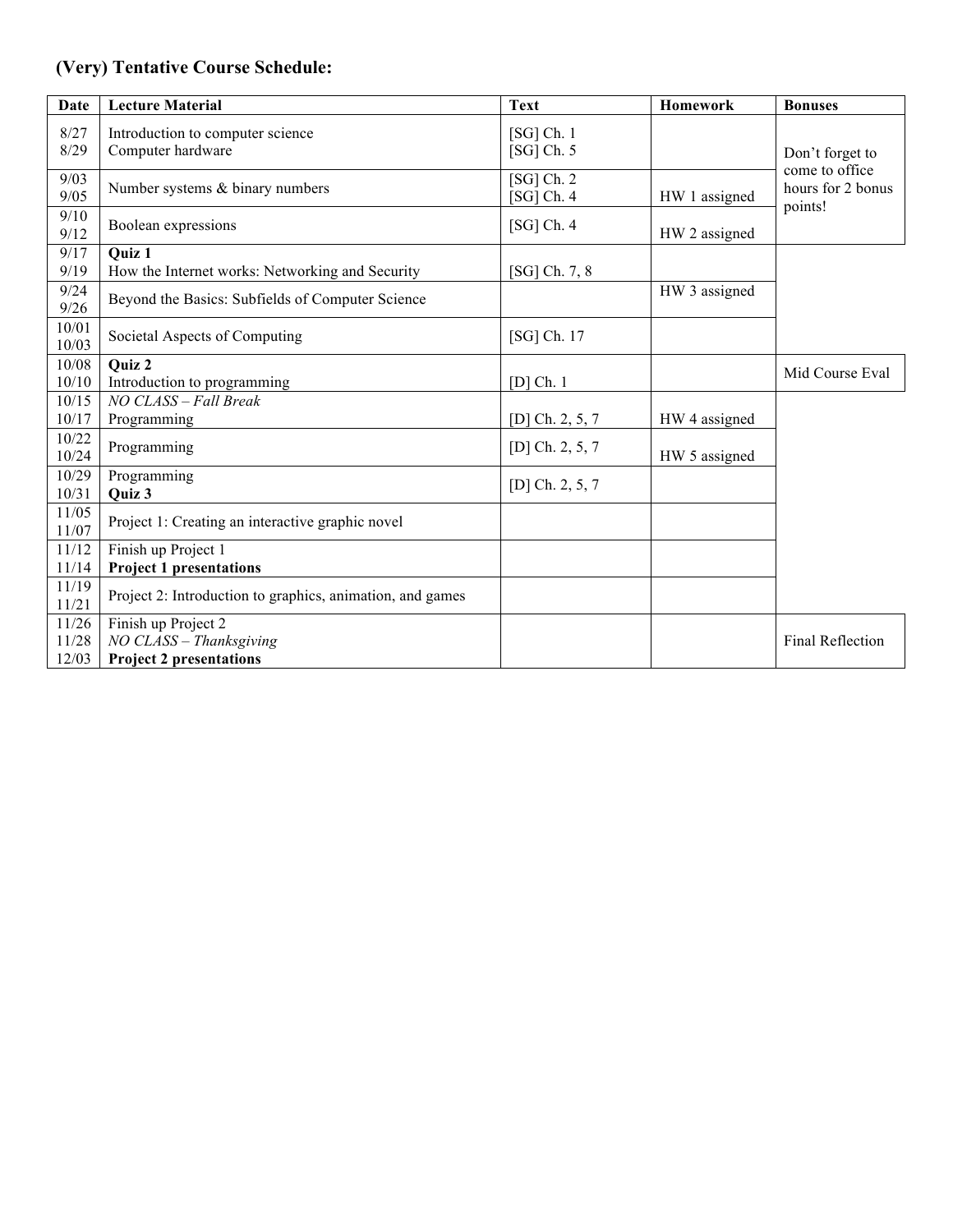## (Very) Tentative Course Schedule:

| Date | Lecture Material | Text | Homework | Bonuses |
| --- | --- | --- | --- | --- |
| 8/27<br>8/29 | Introduction to computer science<br>Computer hardware | [SG] Ch. 1<br>[SG] Ch. 5 | | Don't forget to come to office hours for 2 bonus points! |
| 9/03<br>9/05 | Number systems & binary numbers | [SG] Ch. 2<br>[SG] Ch. 4 | HW 1 assigned | |
| 9/10<br>9/12 | Boolean expressions | [SG] Ch. 4 | HW 2 assigned | |
| 9/17<br>9/19 | **Quiz 1**<br>How the Internet works: Networking and Security | [SG] Ch. 7, 8 | | |
| 9/24<br>9/26 | Beyond the Basics: Subfields of Computer Science | | HW 3 assigned | |
| 10/01<br>10/03 | Societal Aspects of Computing | [SG] Ch. 17 | | |
| 10/08<br>10/10 | **Quiz 2**<br>Introduction to programming | [D] Ch. 1 | | Mid Course Eval |
| 10/15<br>10/17 | *NO CLASS – Fall Break*<br>Programming | [D] Ch. 2, 5, 7 | HW 4 assigned | |
| 10/22<br>10/24 | Programming | [D] Ch. 2, 5, 7 | HW 5 assigned | |
| 10/29<br>10/31 | Programming<br>**Quiz 3** | [D] Ch. 2, 5, 7 | | |
| 11/05<br>11/07 | Project 1: Creating an interactive graphic novel | | | |
| 11/12<br>11/14 | Finish up Project 1<br>**Project 1 presentations** | | | |
| 11/19<br>11/21 | Project 2: Introduction to graphics, animation, and games | | | |
| 11/26<br>11/28<br>12/03 | Finish up Project 2<br>*NO CLASS – Thanksgiving*<br>**Project 2 presentations** | | | Final Reflection |